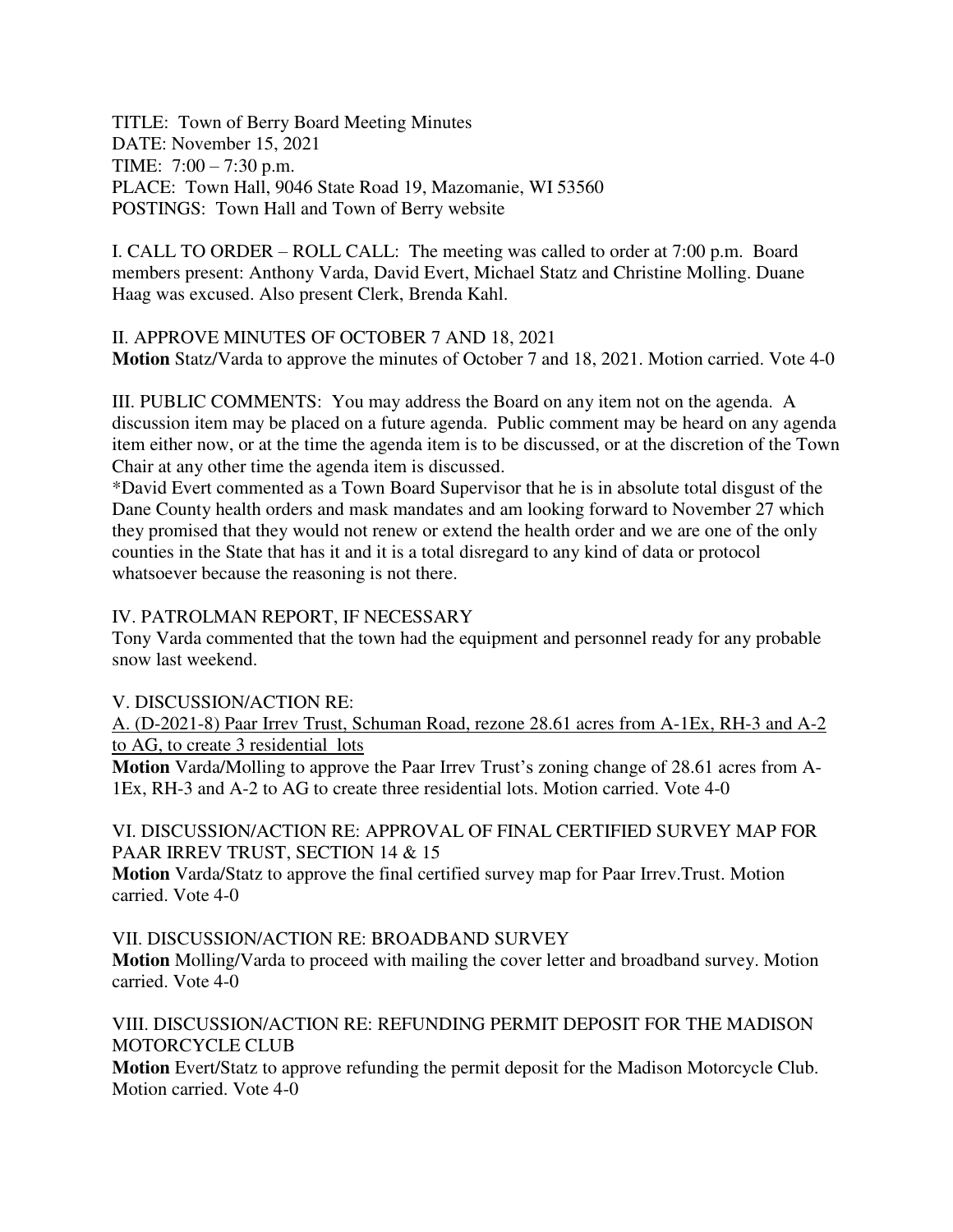TITLE: Town of Berry Board Meeting Minutes
DATE: November 15, 2021
TIME: 7:00 – 7:30 p.m.
PLACE: Town Hall, 9046 State Road 19, Mazomanie, WI 53560
POSTINGS: Town Hall and Town of Berry website

I. CALL TO ORDER – ROLL CALL: The meeting was called to order at 7:00 p.m. Board members present: Anthony Varda, David Evert, Michael Statz and Christine Molling. Duane Haag was excused. Also present Clerk, Brenda Kahl.

II. APPROVE MINUTES OF OCTOBER 7 AND 18, 2021
**Motion** Statz/Varda to approve the minutes of October 7 and 18, 2021. Motion carried. Vote 4-0

III. PUBLIC COMMENTS: You may address the Board on any item not on the agenda. A discussion item may be placed on a future agenda. Public comment may be heard on any agenda item either now, or at the time the agenda item is to be discussed, or at the discretion of the Town Chair at any other time the agenda item is discussed.
*David Evert commented as a Town Board Supervisor that he is in absolute total disgust of the Dane County health orders and mask mandates and am looking forward to November 27 which they promised that they would not renew or extend the health order and we are one of the only counties in the State that has it and it is a total disregard to any kind of data or protocol whatsoever because the reasoning is not there.

IV. PATROLMAN REPORT, IF NECESSARY
Tony Varda commented that the town had the equipment and personnel ready for any probable snow last weekend.

V. DISCUSSION/ACTION RE:
A. (D-2021-8) Paar Irrev Trust, Schuman Road, rezone 28.61 acres from A-1Ex, RH-3 and A-2 to AG, to create 3 residential lots
**Motion** Varda/Molling to approve the Paar Irrev Trust's zoning change of 28.61 acres from A-1Ex, RH-3 and A-2 to AG to create three residential lots. Motion carried. Vote 4-0

VI. DISCUSSION/ACTION RE: APPROVAL OF FINAL CERTIFIED SURVEY MAP FOR PAAR IRREV TRUST, SECTION 14 & 15
**Motion** Varda/Statz to approve the final certified survey map for Paar Irrev.Trust. Motion carried. Vote 4-0

VII. DISCUSSION/ACTION RE: BROADBAND SURVEY
**Motion** Molling/Varda to proceed with mailing the cover letter and broadband survey. Motion carried. Vote 4-0

VIII. DISCUSSION/ACTION RE: REFUNDING PERMIT DEPOSIT FOR THE MADISON MOTORCYCLE CLUB
**Motion** Evert/Statz to approve refunding the permit deposit for the Madison Motorcycle Club. Motion carried. Vote 4-0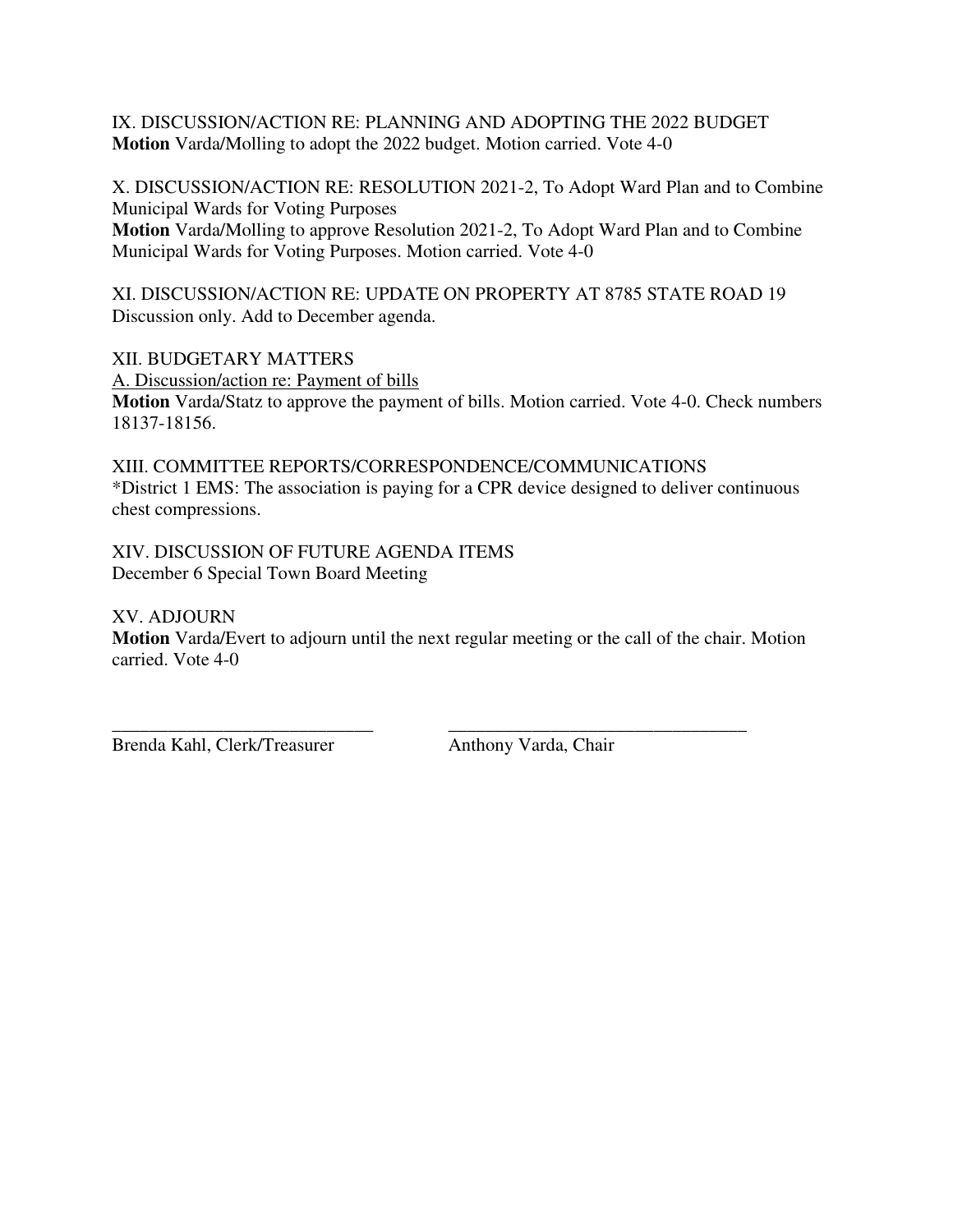IX. DISCUSSION/ACTION RE: PLANNING AND ADOPTING THE 2022 BUDGET
**Motion** Varda/Molling to adopt the 2022 budget. Motion carried. Vote 4-0

X. DISCUSSION/ACTION RE: RESOLUTION 2021-2, To Adopt Ward Plan and to Combine Municipal Wards for Voting Purposes
**Motion** Varda/Molling to approve Resolution 2021-2, To Adopt Ward Plan and to Combine Municipal Wards for Voting Purposes. Motion carried. Vote 4-0

XI. DISCUSSION/ACTION RE: UPDATE ON PROPERTY AT 8785 STATE ROAD 19
Discussion only. Add to December agenda.

XII. BUDGETARY MATTERS
<u>A. Discussion/action re: Payment of bills</u>
**Motion** Varda/Statz to approve the payment of bills. Motion carried. Vote 4-0. Check numbers 18137-18156.

XIII. COMMITTEE REPORTS/CORRESPONDENCE/COMMUNICATIONS
*District 1 EMS: The association is paying for a CPR device designed to deliver continuous chest compressions.

XIV. DISCUSSION OF FUTURE AGENDA ITEMS
December 6 Special Town Board Meeting

XV. ADJOURN
**Motion** Varda/Evert to adjourn until the next regular meeting or the call of the chair. Motion carried. Vote 4-0

\_\_\_\_\_\_\_\_\_\_\_\_\_\_\_\_\_\_\_\_\_\_\_\_\_\_\_\_ \_\_\_\_\_\_\_\_\_\_\_\_\_\_\_\_\_\_\_\_\_\_\_\_\_\_\_\_\_\_\_\_

Brenda Kahl, Clerk/Treasurer Anthony Varda, Chair